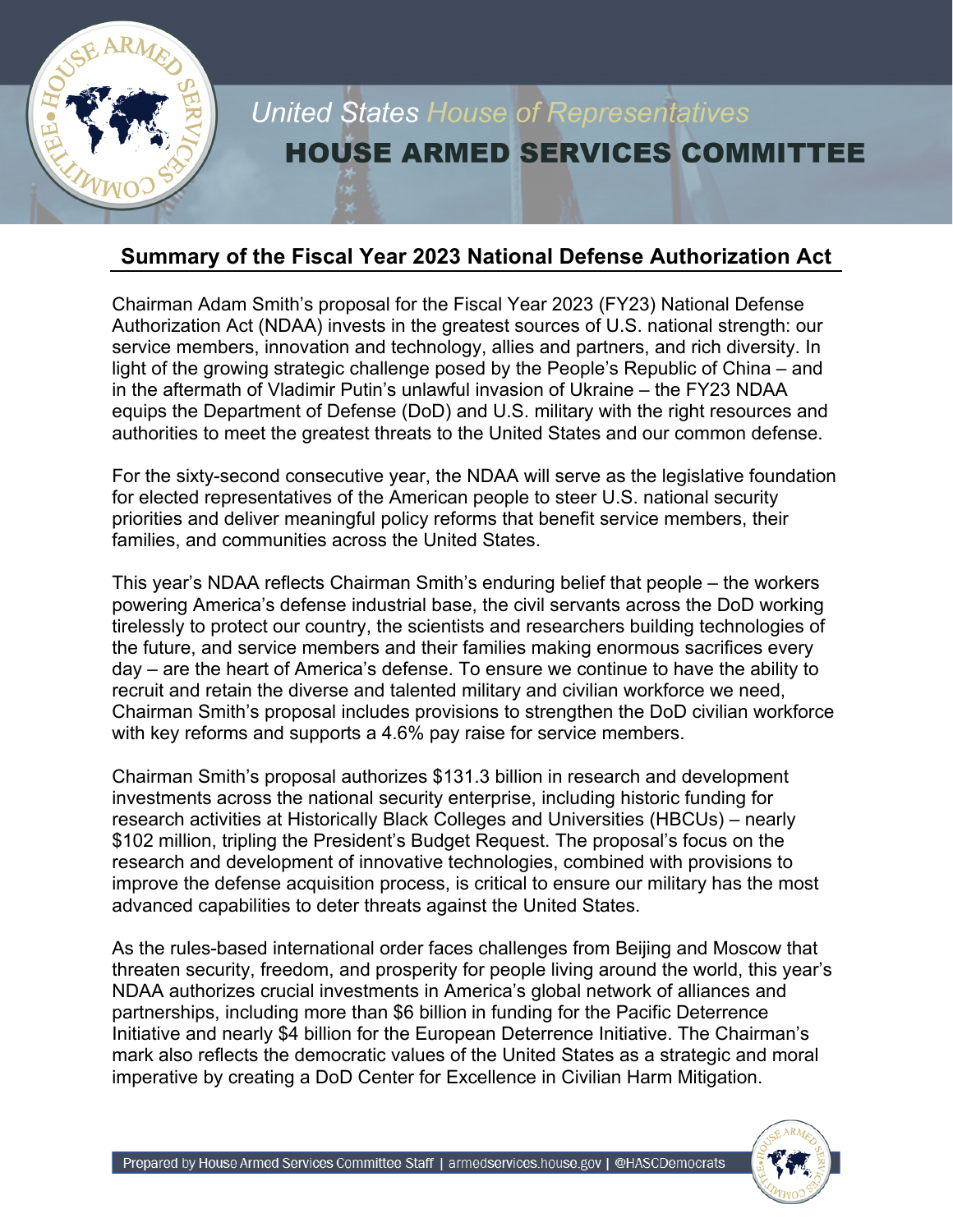United States House of Representatives

# HOUSE ARMED SERVICES COMMITTEE

## Summary of the Fiscal Year 2023 National Defense Authorization Act

Chairman Adam Smith's proposal for the Fiscal Year 2023 (FY23) National Defense Authorization Act (NDAA) invests in the greatest sources of U.S. national strength: our service members, innovation and technology, allies and partners, and rich diversity. In light of the growing strategic challenge posed by the People's Republic of China – and in the aftermath of Vladimir Putin's unlawful invasion of Ukraine – the FY23 NDAA equips the Department of Defense (DoD) and U.S. military with the right resources and authorities to meet the greatest threats to the United States and our common defense.

For the sixty-second consecutive year, the NDAA will serve as the legislative foundation for elected representatives of the American people to steer U.S. national security priorities and deliver meaningful policy reforms that benefit service members, their families, and communities across the United States.

This year's NDAA reflects Chairman Smith's enduring belief that people – the workers powering America's defense industrial base, the civil servants across the DoD working tirelessly to protect our country, the scientists and researchers building technologies of the future, and service members and their families making enormous sacrifices every day – are the heart of America's defense. To ensure we continue to have the ability to recruit and retain the diverse and talented military and civilian workforce we need, Chairman Smith's proposal includes provisions to strengthen the DoD civilian workforce with key reforms and supports a 4.6% pay raise for service members.

Chairman Smith's proposal authorizes $131.3 billion in research and development investments across the national security enterprise, including historic funding for research activities at Historically Black Colleges and Universities (HBCUs) – nearly $102 million, tripling the President's Budget Request. The proposal's focus on the research and development of innovative technologies, combined with provisions to improve the defense acquisition process, is critical to ensure our military has the most advanced capabilities to deter threats against the United States.

As the rules-based international order faces challenges from Beijing and Moscow that threaten security, freedom, and prosperity for people living around the world, this year's NDAA authorizes crucial investments in America's global network of alliances and partnerships, including more than $6 billion in funding for the Pacific Deterrence Initiative and nearly $4 billion for the European Deterrence Initiative. The Chairman's mark also reflects the democratic values of the United States as a strategic and moral imperative by creating a DoD Center for Excellence in Civilian Harm Mitigation.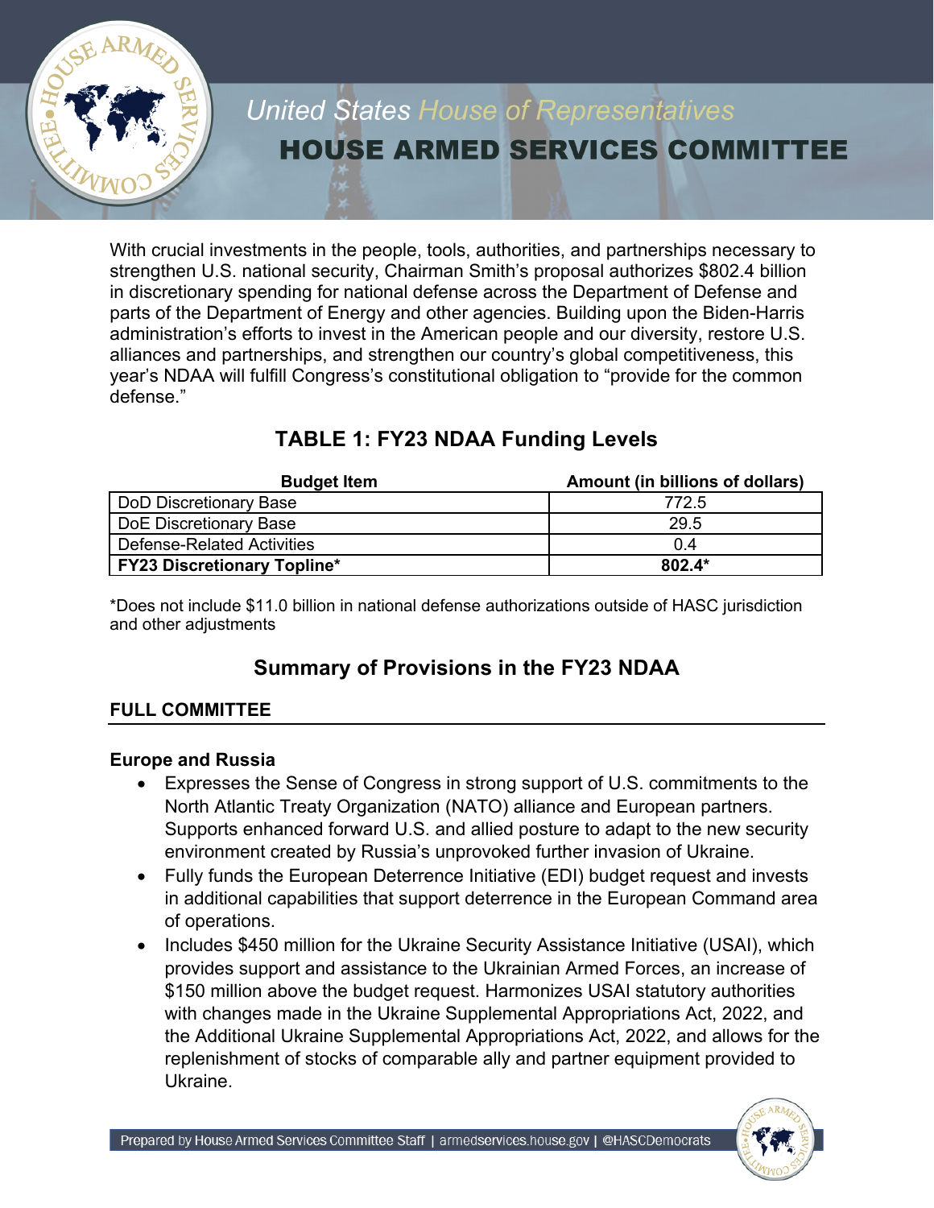With crucial investments in the people, tools, authorities, and partnerships necessary to strengthen U.S. national security, Chairman Smith's proposal authorizes $802.4 billion in discretionary spending for national defense across the Department of Defense and parts of the Department of Energy and other agencies. Building upon the Biden-Harris administration's efforts to invest in the American people and our diversity, restore U.S. alliances and partnerships, and strengthen our country's global competitiveness, this year's NDAA will fulfill Congress's constitutional obligation to "provide for the common defense."

## TABLE 1: FY23 NDAA Funding Levels

| Budget Item | Amount (in billions of dollars) |
|---|---|
| DoD Discretionary Base | 772.5 |
| DoE Discretionary Base | 29.5 |
| Defense-Related Activities | 0.4 |
| **FY23 Discretionary Topline*** | **802.4*** |

*Does not include $11.0 billion in national defense authorizations outside of HASC jurisdiction and other adjustments

## Summary of Provisions in the FY23 NDAA

### FULL COMMITTEE

#### Europe and Russia

- Expresses the Sense of Congress in strong support of U.S. commitments to the North Atlantic Treaty Organization (NATO) alliance and European partners. Supports enhanced forward U.S. and allied posture to adapt to the new security environment created by Russia's unprovoked further invasion of Ukraine.
- Fully funds the European Deterrence Initiative (EDI) budget request and invests in additional capabilities that support deterrence in the European Command area of operations.
- Includes $450 million for the Ukraine Security Assistance Initiative (USAI), which provides support and assistance to the Ukrainian Armed Forces, an increase of $150 million above the budget request. Harmonizes USAI statutory authorities with changes made in the Ukraine Supplemental Appropriations Act, 2022, and the Additional Ukraine Supplemental Appropriations Act, 2022, and allows for the replenishment of stocks of comparable ally and partner equipment provided to Ukraine.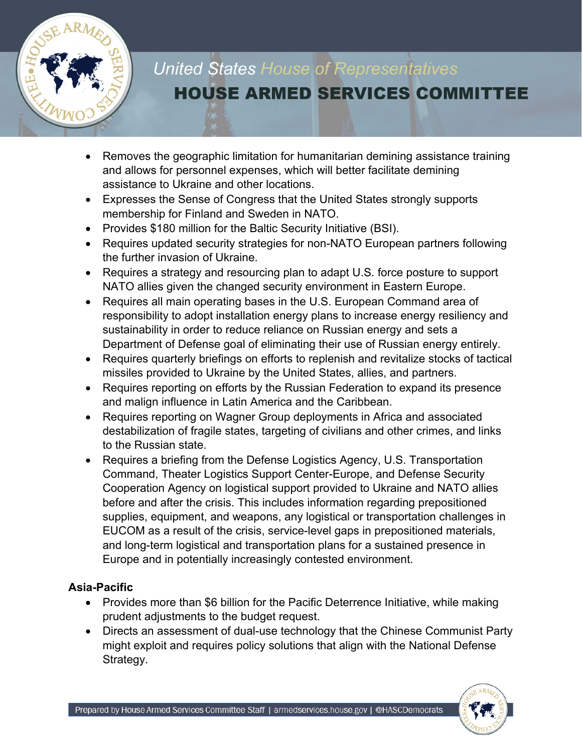- Removes the geographic limitation for humanitarian demining assistance training and allows for personnel expenses, which will better facilitate demining assistance to Ukraine and other locations.
- Expresses the Sense of Congress that the United States strongly supports membership for Finland and Sweden in NATO.
- Provides $180 million for the Baltic Security Initiative (BSI).
- Requires updated security strategies for non-NATO European partners following the further invasion of Ukraine.
- Requires a strategy and resourcing plan to adapt U.S. force posture to support NATO allies given the changed security environment in Eastern Europe.
- Requires all main operating bases in the U.S. European Command area of responsibility to adopt installation energy plans to increase energy resiliency and sustainability in order to reduce reliance on Russian energy and sets a Department of Defense goal of eliminating their use of Russian energy entirely.
- Requires quarterly briefings on efforts to replenish and revitalize stocks of tactical missiles provided to Ukraine by the United States, allies, and partners.
- Requires reporting on efforts by the Russian Federation to expand its presence and malign influence in Latin America and the Caribbean.
- Requires reporting on Wagner Group deployments in Africa and associated destabilization of fragile states, targeting of civilians and other crimes, and links to the Russian state.
- Requires a briefing from the Defense Logistics Agency, U.S. Transportation Command, Theater Logistics Support Center-Europe, and Defense Security Cooperation Agency on logistical support provided to Ukraine and NATO allies before and after the crisis. This includes information regarding prepositioned supplies, equipment, and weapons, any logistical or transportation challenges in EUCOM as a result of the crisis, service-level gaps in prepositioned materials, and long-term logistical and transportation plans for a sustained presence in Europe and in potentially increasingly contested environment.

**Asia-Pacific**

- Provides more than $6 billion for the Pacific Deterrence Initiative, while making prudent adjustments to the budget request.
- Directs an assessment of dual-use technology that the Chinese Communist Party might exploit and requires policy solutions that align with the National Defense Strategy.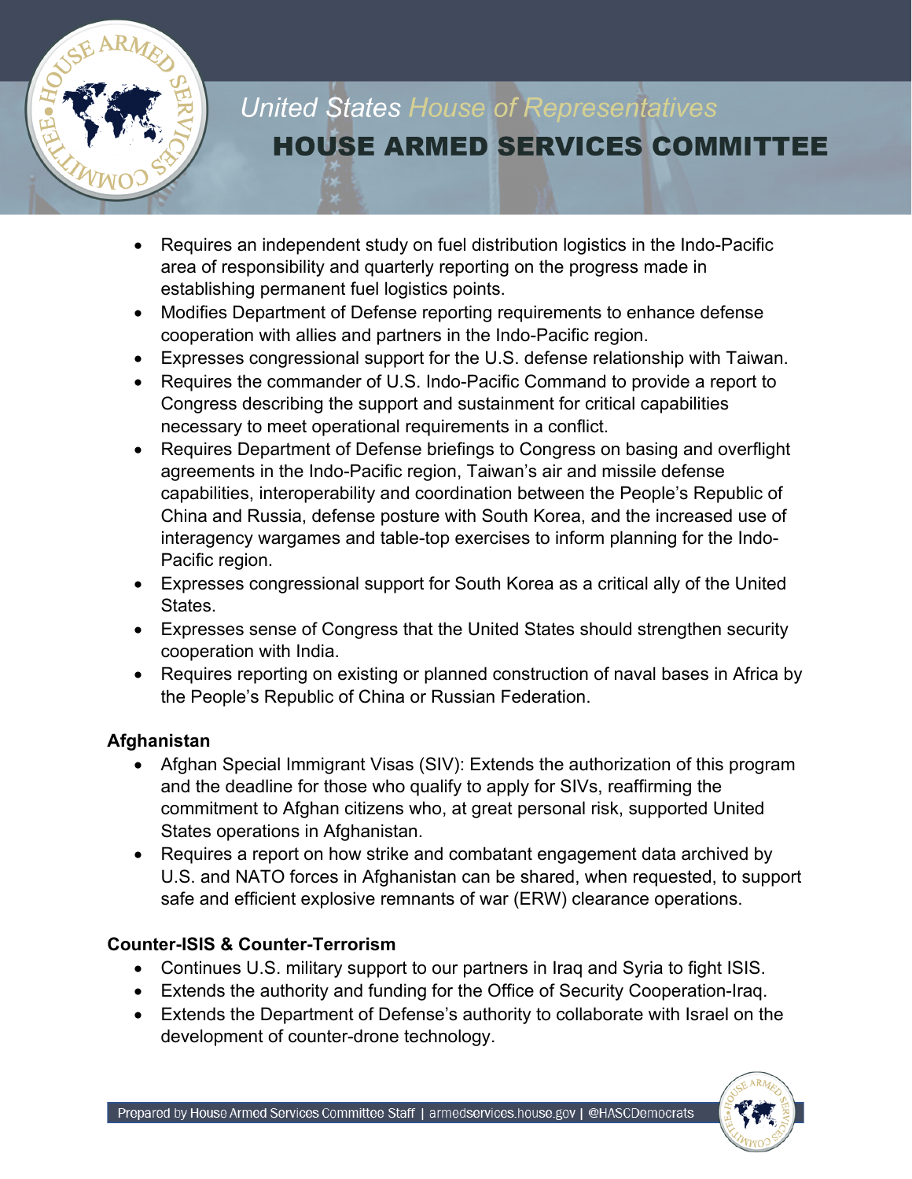- Requires an independent study on fuel distribution logistics in the Indo-Pacific area of responsibility and quarterly reporting on the progress made in establishing permanent fuel logistics points.
- Modifies Department of Defense reporting requirements to enhance defense cooperation with allies and partners in the Indo-Pacific region.
- Expresses congressional support for the U.S. defense relationship with Taiwan.
- Requires the commander of U.S. Indo-Pacific Command to provide a report to Congress describing the support and sustainment for critical capabilities necessary to meet operational requirements in a conflict.
- Requires Department of Defense briefings to Congress on basing and overflight agreements in the Indo-Pacific region, Taiwan's air and missile defense capabilities, interoperability and coordination between the People's Republic of China and Russia, defense posture with South Korea, and the increased use of interagency wargames and table-top exercises to inform planning for the Indo-Pacific region.
- Expresses congressional support for South Korea as a critical ally of the United States.
- Expresses sense of Congress that the United States should strengthen security cooperation with India.
- Requires reporting on existing or planned construction of naval bases in Africa by the People's Republic of China or Russian Federation.

**Afghanistan**

- Afghan Special Immigrant Visas (SIV): Extends the authorization of this program and the deadline for those who qualify to apply for SIVs, reaffirming the commitment to Afghan citizens who, at great personal risk, supported United States operations in Afghanistan.
- Requires a report on how strike and combatant engagement data archived by U.S. and NATO forces in Afghanistan can be shared, when requested, to support safe and efficient explosive remnants of war (ERW) clearance operations.

**Counter-ISIS & Counter-Terrorism**

- Continues U.S. military support to our partners in Iraq and Syria to fight ISIS.
- Extends the authority and funding for the Office of Security Cooperation-Iraq.
- Extends the Department of Defense's authority to collaborate with Israel on the development of counter-drone technology.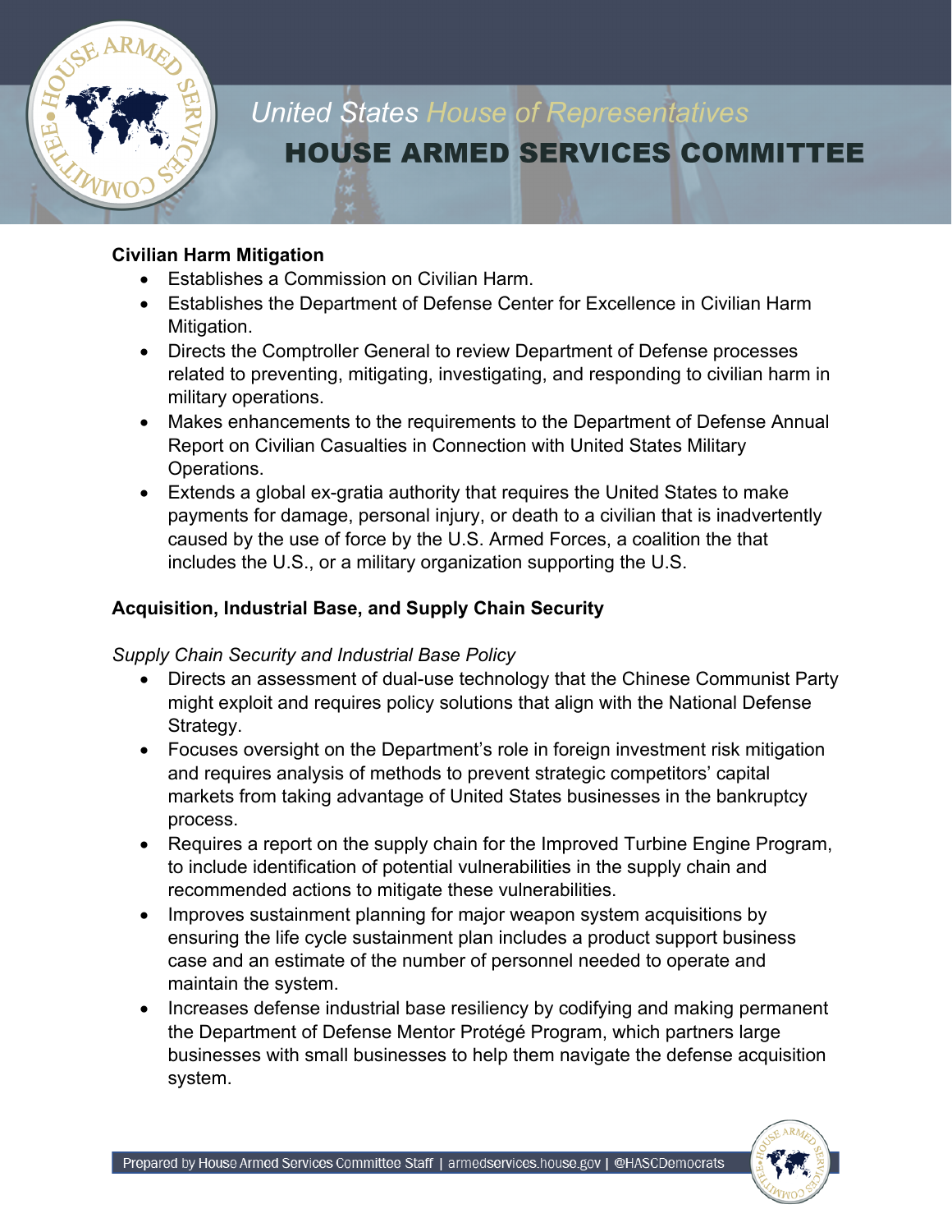**Civilian Harm Mitigation**

- Establishes a Commission on Civilian Harm.
- Establishes the Department of Defense Center for Excellence in Civilian Harm Mitigation.
- Directs the Comptroller General to review Department of Defense processes related to preventing, mitigating, investigating, and responding to civilian harm in military operations.
- Makes enhancements to the requirements to the Department of Defense Annual Report on Civilian Casualties in Connection with United States Military Operations.
- Extends a global ex-gratia authority that requires the United States to make payments for damage, personal injury, or death to a civilian that is inadvertently caused by the use of force by the U.S. Armed Forces, a coalition the that includes the U.S., or a military organization supporting the U.S.

**Acquisition, Industrial Base, and Supply Chain Security**

*Supply Chain Security and Industrial Base Policy*

- Directs an assessment of dual-use technology that the Chinese Communist Party might exploit and requires policy solutions that align with the National Defense Strategy.
- Focuses oversight on the Department's role in foreign investment risk mitigation and requires analysis of methods to prevent strategic competitors' capital markets from taking advantage of United States businesses in the bankruptcy process.
- Requires a report on the supply chain for the Improved Turbine Engine Program, to include identification of potential vulnerabilities in the supply chain and recommended actions to mitigate these vulnerabilities.
- Improves sustainment planning for major weapon system acquisitions by ensuring the life cycle sustainment plan includes a product support business case and an estimate of the number of personnel needed to operate and maintain the system.
- Increases defense industrial base resiliency by codifying and making permanent the Department of Defense Mentor Protégé Program, which partners large businesses with small businesses to help them navigate the defense acquisition system.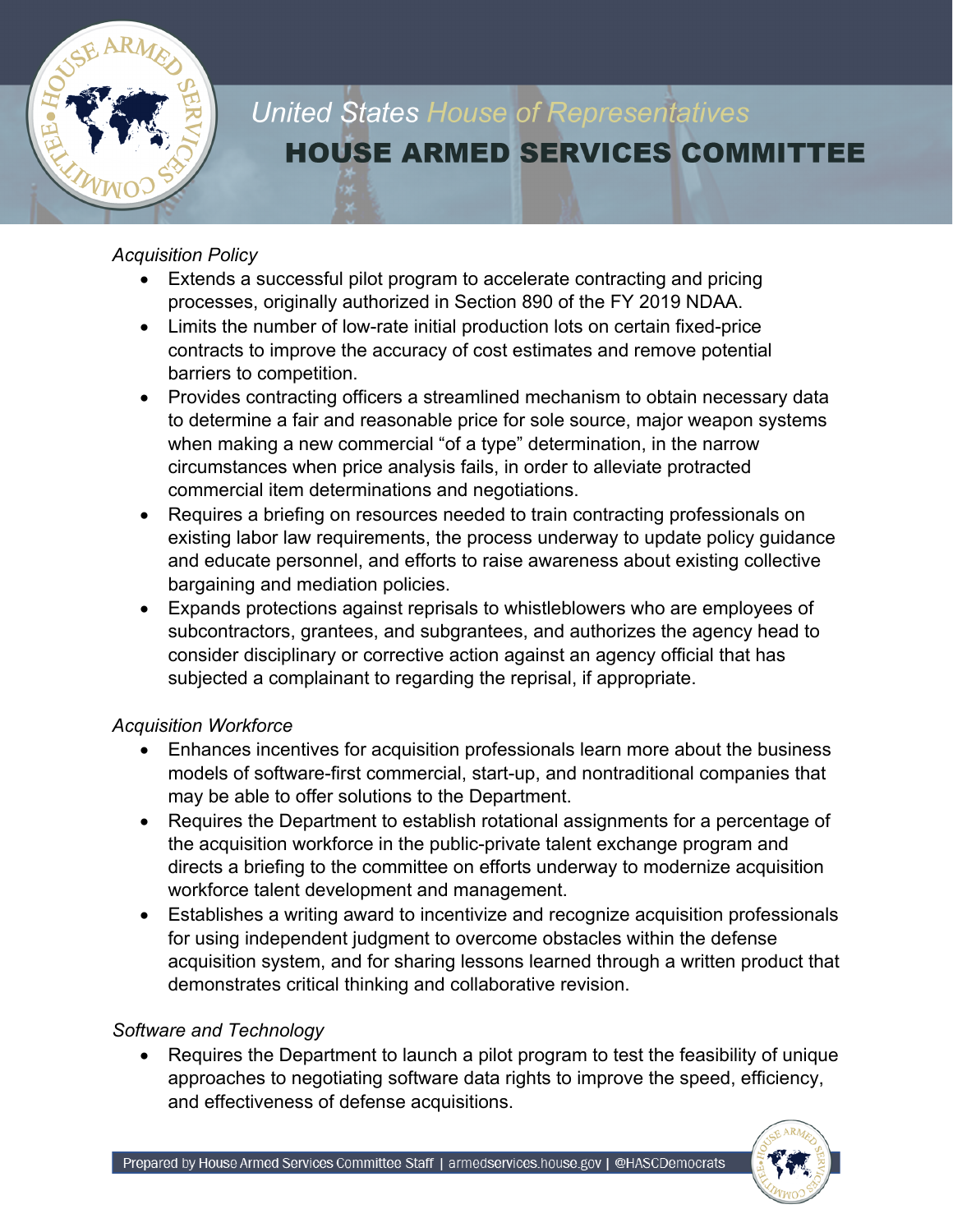*Acquisition Policy*

- Extends a successful pilot program to accelerate contracting and pricing processes, originally authorized in Section 890 of the FY 2019 NDAA.
- Limits the number of low-rate initial production lots on certain fixed-price contracts to improve the accuracy of cost estimates and remove potential barriers to competition.
- Provides contracting officers a streamlined mechanism to obtain necessary data to determine a fair and reasonable price for sole source, major weapon systems when making a new commercial "of a type" determination, in the narrow circumstances when price analysis fails, in order to alleviate protracted commercial item determinations and negotiations.
- Requires a briefing on resources needed to train contracting professionals on existing labor law requirements, the process underway to update policy guidance and educate personnel, and efforts to raise awareness about existing collective bargaining and mediation policies.
- Expands protections against reprisals to whistleblowers who are employees of subcontractors, grantees, and subgrantees, and authorizes the agency head to consider disciplinary or corrective action against an agency official that has subjected a complainant to regarding the reprisal, if appropriate.

*Acquisition Workforce*

- Enhances incentives for acquisition professionals learn more about the business models of software-first commercial, start-up, and nontraditional companies that may be able to offer solutions to the Department.
- Requires the Department to establish rotational assignments for a percentage of the acquisition workforce in the public-private talent exchange program and directs a briefing to the committee on efforts underway to modernize acquisition workforce talent development and management.
- Establishes a writing award to incentivize and recognize acquisition professionals for using independent judgment to overcome obstacles within the defense acquisition system, and for sharing lessons learned through a written product that demonstrates critical thinking and collaborative revision.

*Software and Technology*

- Requires the Department to launch a pilot program to test the feasibility of unique approaches to negotiating software data rights to improve the speed, efficiency, and effectiveness of defense acquisitions.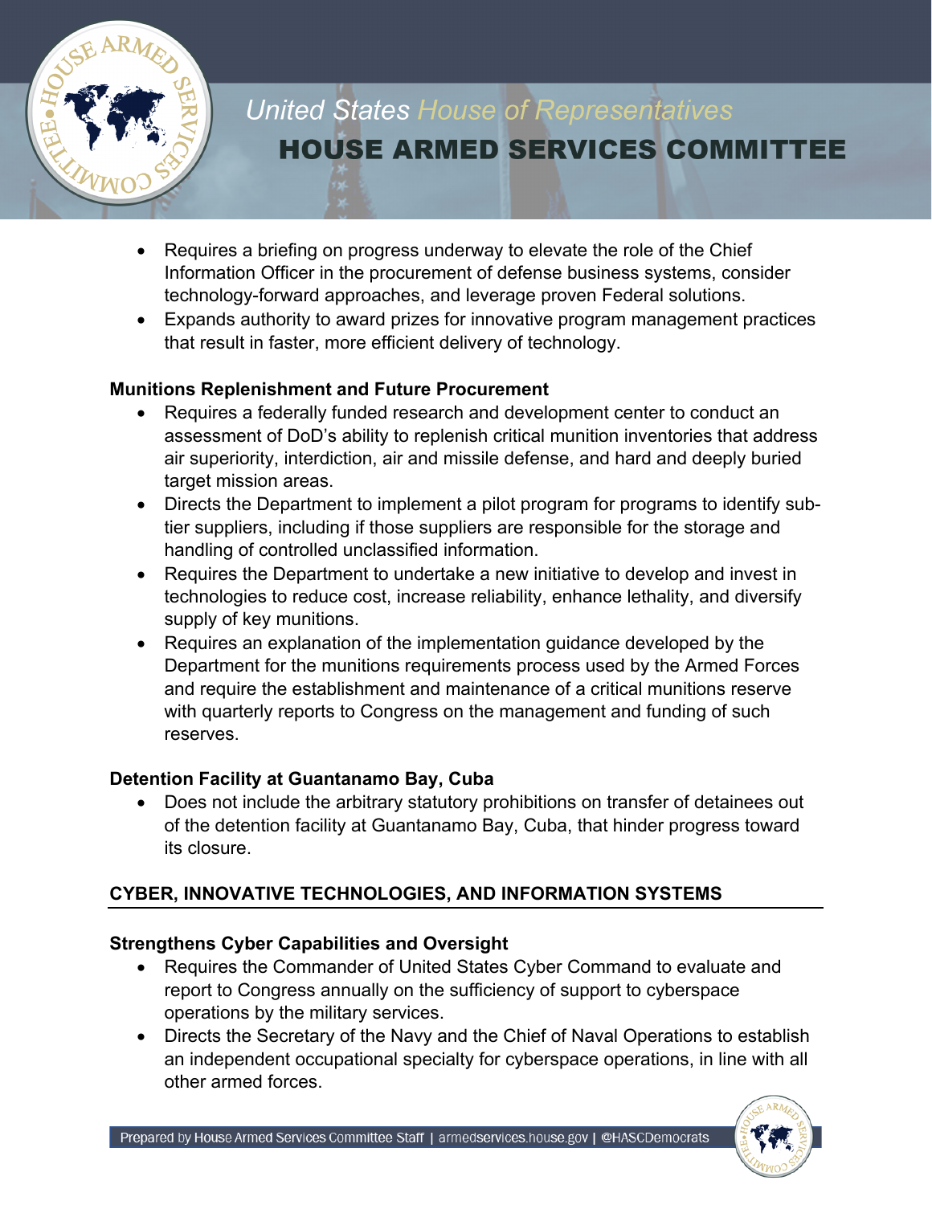- Requires a briefing on progress underway to elevate the role of the Chief Information Officer in the procurement of defense business systems, consider technology-forward approaches, and leverage proven Federal solutions.
- Expands authority to award prizes for innovative program management practices that result in faster, more efficient delivery of technology.

**Munitions Replenishment and Future Procurement**

- Requires a federally funded research and development center to conduct an assessment of DoD's ability to replenish critical munition inventories that address air superiority, interdiction, air and missile defense, and hard and deeply buried target mission areas.
- Directs the Department to implement a pilot program for programs to identify sub-tier suppliers, including if those suppliers are responsible for the storage and handling of controlled unclassified information.
- Requires the Department to undertake a new initiative to develop and invest in technologies to reduce cost, increase reliability, enhance lethality, and diversify supply of key munitions.
- Requires an explanation of the implementation guidance developed by the Department for the munitions requirements process used by the Armed Forces and require the establishment and maintenance of a critical munitions reserve with quarterly reports to Congress on the management and funding of such reserves.

**Detention Facility at Guantanamo Bay, Cuba**

- Does not include the arbitrary statutory prohibitions on transfer of detainees out of the detention facility at Guantanamo Bay, Cuba, that hinder progress toward its closure.

## CYBER, INNOVATIVE TECHNOLOGIES, AND INFORMATION SYSTEMS

**Strengthens Cyber Capabilities and Oversight**

- Requires the Commander of United States Cyber Command to evaluate and report to Congress annually on the sufficiency of support to cyberspace operations by the military services.
- Directs the Secretary of the Navy and the Chief of Naval Operations to establish an independent occupational specialty for cyberspace operations, in line with all other armed forces.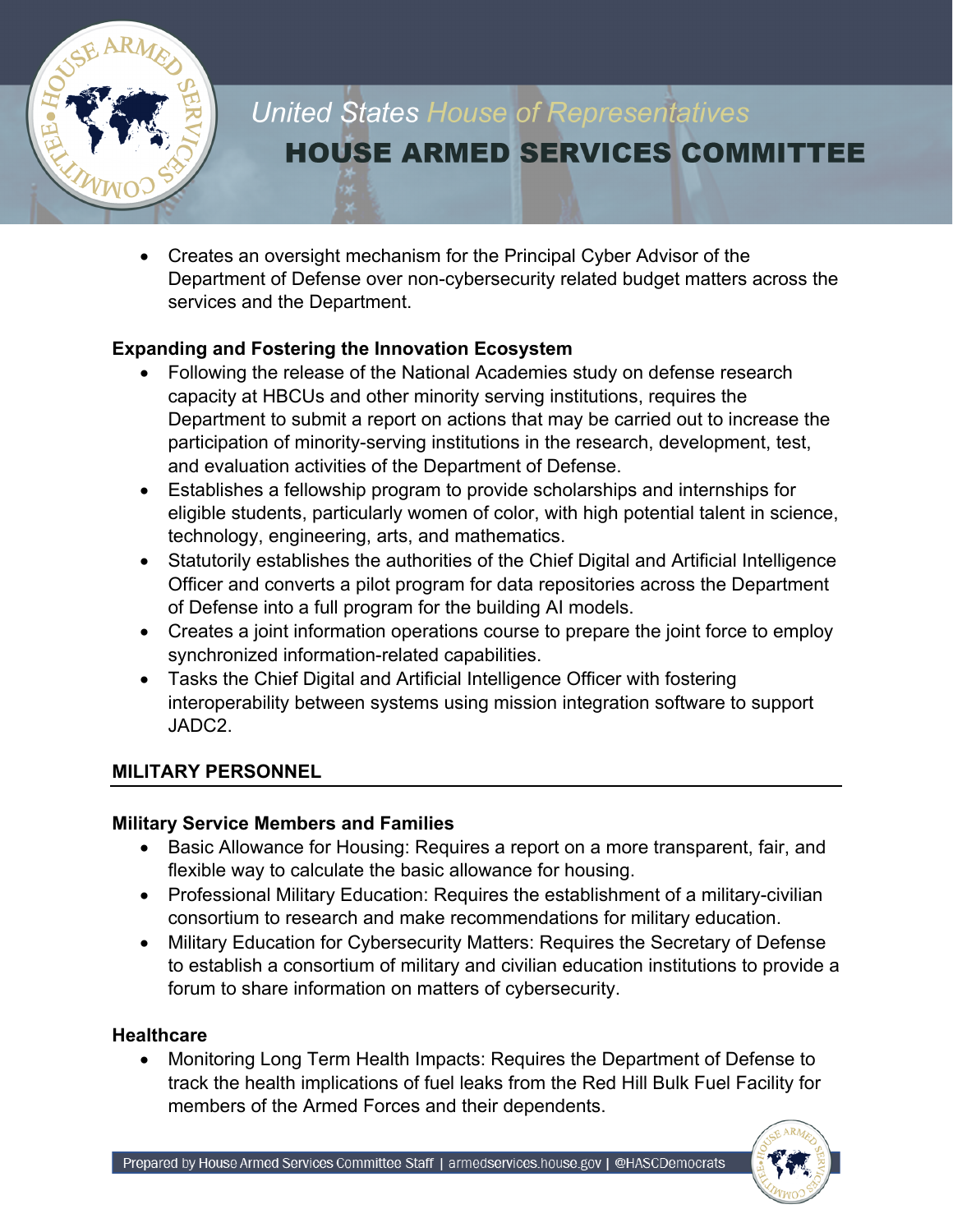- Creates an oversight mechanism for the Principal Cyber Advisor of the Department of Defense over non-cybersecurity related budget matters across the services and the Department.

### Expanding and Fostering the Innovation Ecosystem

- Following the release of the National Academies study on defense research capacity at HBCUs and other minority serving institutions, requires the Department to submit a report on actions that may be carried out to increase the participation of minority-serving institutions in the research, development, test, and evaluation activities of the Department of Defense.
- Establishes a fellowship program to provide scholarships and internships for eligible students, particularly women of color, with high potential talent in science, technology, engineering, arts, and mathematics.
- Statutorily establishes the authorities of the Chief Digital and Artificial Intelligence Officer and converts a pilot program for data repositories across the Department of Defense into a full program for the building AI models.
- Creates a joint information operations course to prepare the joint force to employ synchronized information-related capabilities.
- Tasks the Chief Digital and Artificial Intelligence Officer with fostering interoperability between systems using mission integration software to support JADC2.

## MILITARY PERSONNEL

### Military Service Members and Families

- Basic Allowance for Housing: Requires a report on a more transparent, fair, and flexible way to calculate the basic allowance for housing.
- Professional Military Education: Requires the establishment of a military-civilian consortium to research and make recommendations for military education.
- Military Education for Cybersecurity Matters: Requires the Secretary of Defense to establish a consortium of military and civilian education institutions to provide a forum to share information on matters of cybersecurity.

### Healthcare

- Monitoring Long Term Health Impacts: Requires the Department of Defense to track the health implications of fuel leaks from the Red Hill Bulk Fuel Facility for members of the Armed Forces and their dependents.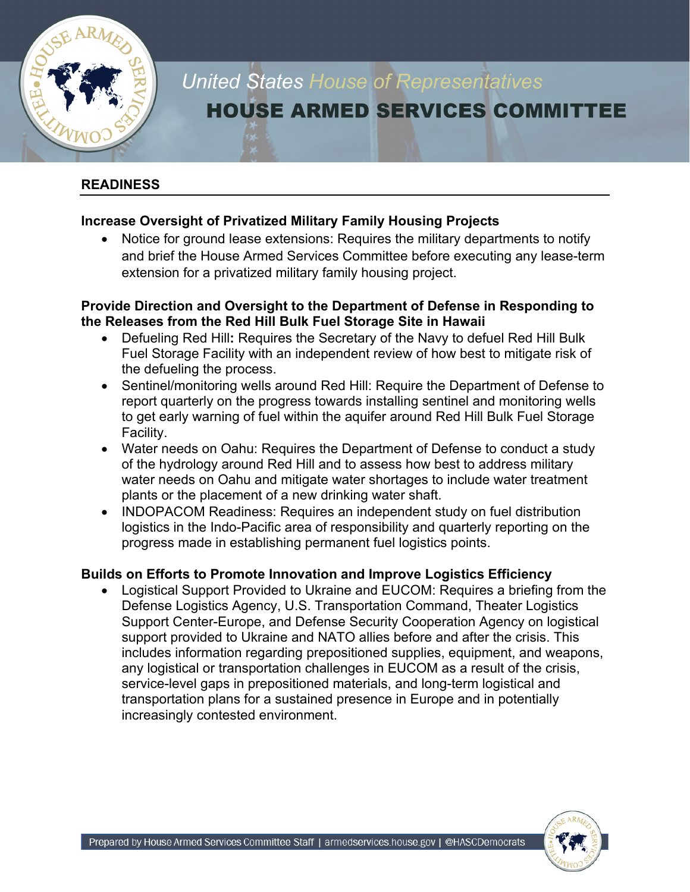## READINESS

### Increase Oversight of Privatized Military Family Housing Projects

- Notice for ground lease extensions: Requires the military departments to notify and brief the House Armed Services Committee before executing any lease-term extension for a privatized military family housing project.

### Provide Direction and Oversight to the Department of Defense in Responding to the Releases from the Red Hill Bulk Fuel Storage Site in Hawaii

- Defueling Red Hill**:** Requires the Secretary of the Navy to defuel Red Hill Bulk Fuel Storage Facility with an independent review of how best to mitigate risk of the defueling the process.
- Sentinel/monitoring wells around Red Hill: Require the Department of Defense to report quarterly on the progress towards installing sentinel and monitoring wells to get early warning of fuel within the aquifer around Red Hill Bulk Fuel Storage Facility.
- Water needs on Oahu: Requires the Department of Defense to conduct a study of the hydrology around Red Hill and to assess how best to address military water needs on Oahu and mitigate water shortages to include water treatment plants or the placement of a new drinking water shaft.
- INDOPACOM Readiness: Requires an independent study on fuel distribution logistics in the Indo-Pacific area of responsibility and quarterly reporting on the progress made in establishing permanent fuel logistics points.

### Builds on Efforts to Promote Innovation and Improve Logistics Efficiency

- Logistical Support Provided to Ukraine and EUCOM: Requires a briefing from the Defense Logistics Agency, U.S. Transportation Command, Theater Logistics Support Center-Europe, and Defense Security Cooperation Agency on logistical support provided to Ukraine and NATO allies before and after the crisis. This includes information regarding prepositioned supplies, equipment, and weapons, any logistical or transportation challenges in EUCOM as a result of the crisis, service-level gaps in prepositioned materials, and long-term logistical and transportation plans for a sustained presence in Europe and in potentially increasingly contested environment.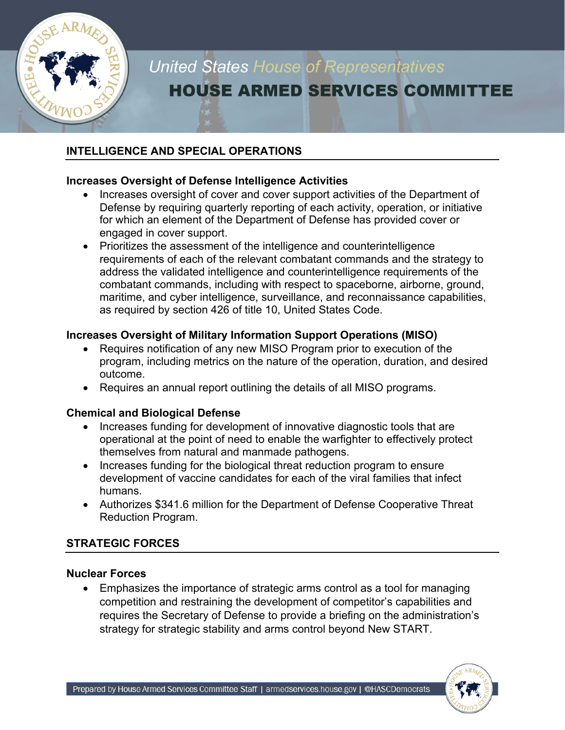## INTELLIGENCE AND SPECIAL OPERATIONS

**Increases Oversight of Defense Intelligence Activities**

- Increases oversight of cover and cover support activities of the Department of Defense by requiring quarterly reporting of each activity, operation, or initiative for which an element of the Department of Defense has provided cover or engaged in cover support.
- Prioritizes the assessment of the intelligence and counterintelligence requirements of each of the relevant combatant commands and the strategy to address the validated intelligence and counterintelligence requirements of the combatant commands, including with respect to spaceborne, airborne, ground, maritime, and cyber intelligence, surveillance, and reconnaissance capabilities, as required by section 426 of title 10, United States Code.

**Increases Oversight of Military Information Support Operations (MISO)**

- Requires notification of any new MISO Program prior to execution of the program, including metrics on the nature of the operation, duration, and desired outcome.
- Requires an annual report outlining the details of all MISO programs.

**Chemical and Biological Defense**

- Increases funding for development of innovative diagnostic tools that are operational at the point of need to enable the warfighter to effectively protect themselves from natural and manmade pathogens.
- Increases funding for the biological threat reduction program to ensure development of vaccine candidates for each of the viral families that infect humans.
- Authorizes $341.6 million for the Department of Defense Cooperative Threat Reduction Program.

## STRATEGIC FORCES

**Nuclear Forces**

- Emphasizes the importance of strategic arms control as a tool for managing competition and restraining the development of competitor's capabilities and requires the Secretary of Defense to provide a briefing on the administration's strategy for strategic stability and arms control beyond New START.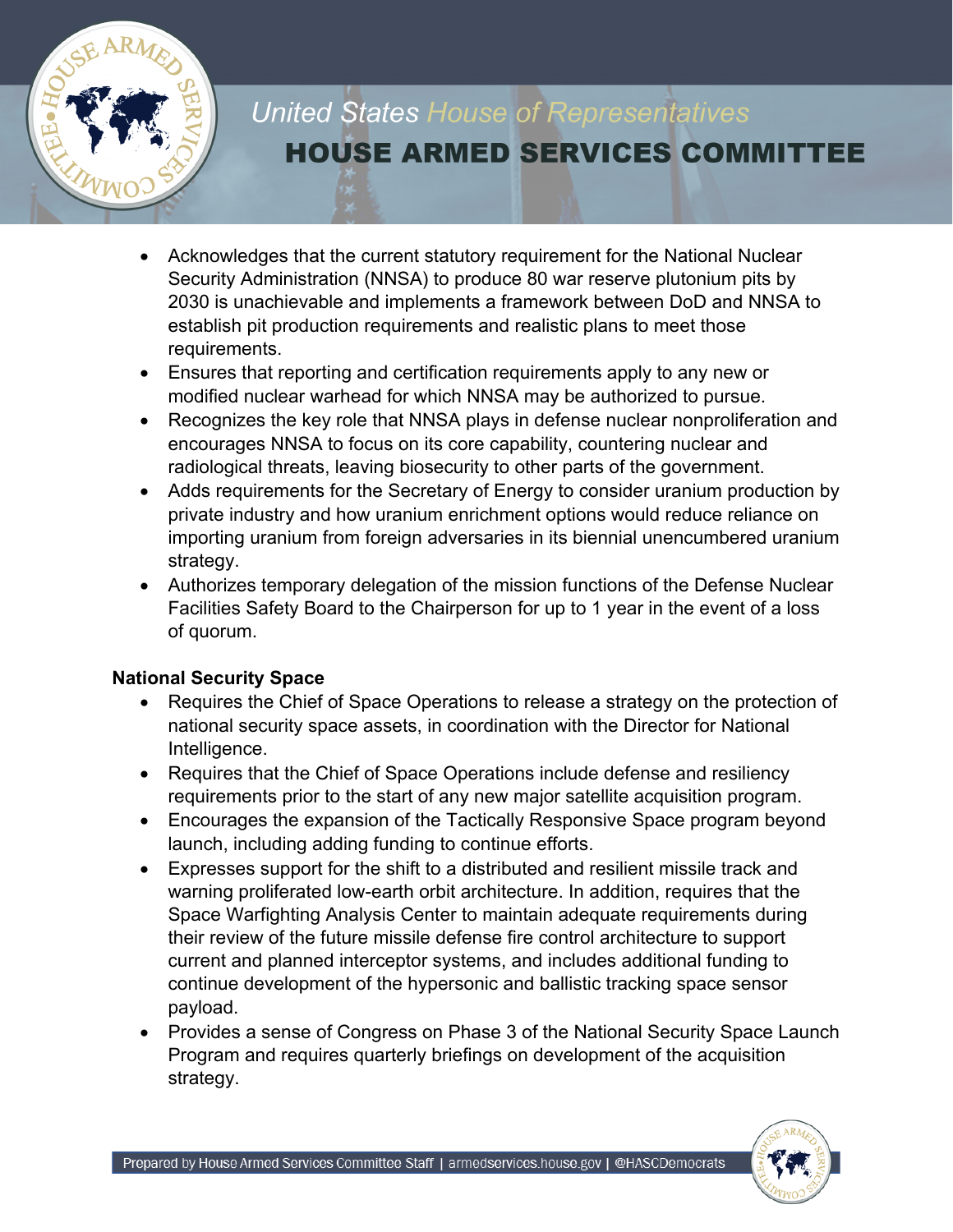- Acknowledges that the current statutory requirement for the National Nuclear Security Administration (NNSA) to produce 80 war reserve plutonium pits by 2030 is unachievable and implements a framework between DoD and NNSA to establish pit production requirements and realistic plans to meet those requirements.
- Ensures that reporting and certification requirements apply to any new or modified nuclear warhead for which NNSA may be authorized to pursue.
- Recognizes the key role that NNSA plays in defense nuclear nonproliferation and encourages NNSA to focus on its core capability, countering nuclear and radiological threats, leaving biosecurity to other parts of the government.
- Adds requirements for the Secretary of Energy to consider uranium production by private industry and how uranium enrichment options would reduce reliance on importing uranium from foreign adversaries in its biennial unencumbered uranium strategy.
- Authorizes temporary delegation of the mission functions of the Defense Nuclear Facilities Safety Board to the Chairperson for up to 1 year in the event of a loss of quorum.

**National Security Space**

- Requires the Chief of Space Operations to release a strategy on the protection of national security space assets, in coordination with the Director for National Intelligence.
- Requires that the Chief of Space Operations include defense and resiliency requirements prior to the start of any new major satellite acquisition program.
- Encourages the expansion of the Tactically Responsive Space program beyond launch, including adding funding to continue efforts.
- Expresses support for the shift to a distributed and resilient missile track and warning proliferated low-earth orbit architecture. In addition, requires that the Space Warfighting Analysis Center to maintain adequate requirements during their review of the future missile defense fire control architecture to support current and planned interceptor systems, and includes additional funding to continue development of the hypersonic and ballistic tracking space sensor payload.
- Provides a sense of Congress on Phase 3 of the National Security Space Launch Program and requires quarterly briefings on development of the acquisition strategy.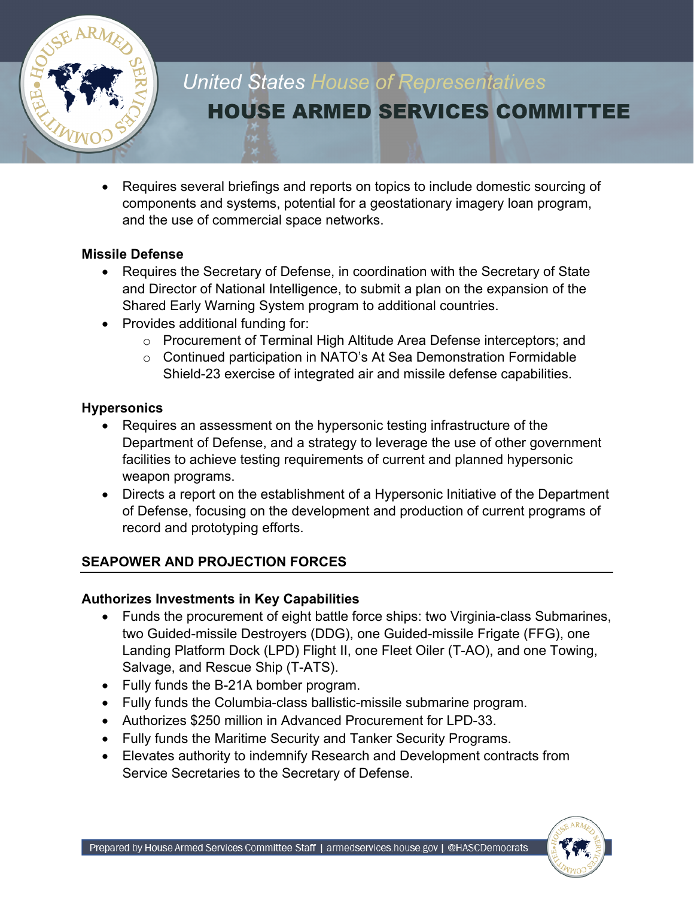- Requires several briefings and reports on topics to include domestic sourcing of components and systems, potential for a geostationary imagery loan program, and the use of commercial space networks.

**Missile Defense**

- Requires the Secretary of Defense, in coordination with the Secretary of State and Director of National Intelligence, to submit a plan on the expansion of the Shared Early Warning System program to additional countries.
- Provides additional funding for:
  - Procurement of Terminal High Altitude Area Defense interceptors; and
  - Continued participation in NATO's At Sea Demonstration Formidable Shield-23 exercise of integrated air and missile defense capabilities.

**Hypersonics**

- Requires an assessment on the hypersonic testing infrastructure of the Department of Defense, and a strategy to leverage the use of other government facilities to achieve testing requirements of current and planned hypersonic weapon programs.
- Directs a report on the establishment of a Hypersonic Initiative of the Department of Defense, focusing on the development and production of current programs of record and prototyping efforts.

## SEAPOWER AND PROJECTION FORCES

**Authorizes Investments in Key Capabilities**

- Funds the procurement of eight battle force ships: two Virginia-class Submarines, two Guided-missile Destroyers (DDG), one Guided-missile Frigate (FFG), one Landing Platform Dock (LPD) Flight II, one Fleet Oiler (T-AO), and one Towing, Salvage, and Rescue Ship (T-ATS).
- Fully funds the B-21A bomber program.
- Fully funds the Columbia-class ballistic-missile submarine program.
- Authorizes $250 million in Advanced Procurement for LPD-33.
- Fully funds the Maritime Security and Tanker Security Programs.
- Elevates authority to indemnify Research and Development contracts from Service Secretaries to the Secretary of Defense.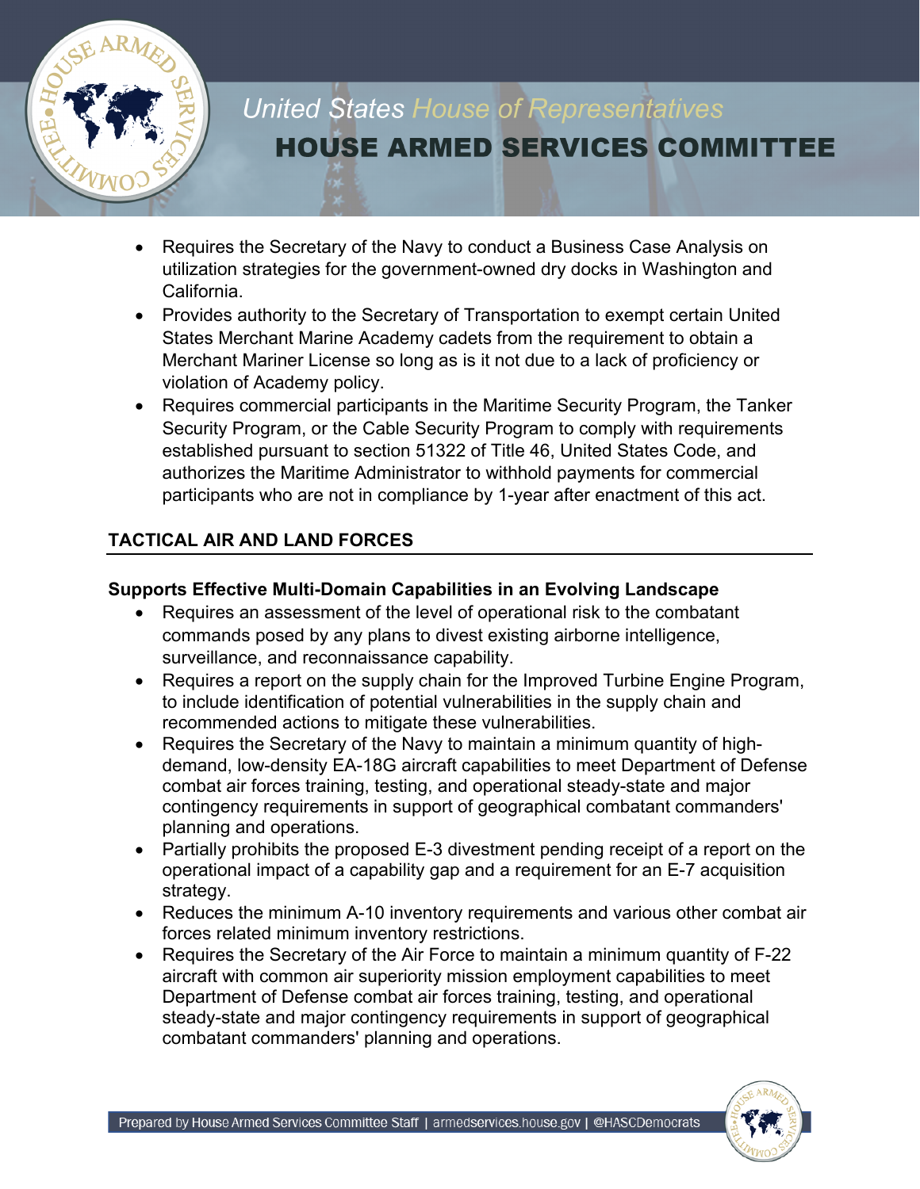- Requires the Secretary of the Navy to conduct a Business Case Analysis on utilization strategies for the government-owned dry docks in Washington and California.
- Provides authority to the Secretary of Transportation to exempt certain United States Merchant Marine Academy cadets from the requirement to obtain a Merchant Mariner License so long as is it not due to a lack of proficiency or violation of Academy policy.
- Requires commercial participants in the Maritime Security Program, the Tanker Security Program, or the Cable Security Program to comply with requirements established pursuant to section 51322 of Title 46, United States Code, and authorizes the Maritime Administrator to withhold payments for commercial participants who are not in compliance by 1-year after enactment of this act.

## TACTICAL AIR AND LAND FORCES

### Supports Effective Multi-Domain Capabilities in an Evolving Landscape

- Requires an assessment of the level of operational risk to the combatant commands posed by any plans to divest existing airborne intelligence, surveillance, and reconnaissance capability.
- Requires a report on the supply chain for the Improved Turbine Engine Program, to include identification of potential vulnerabilities in the supply chain and recommended actions to mitigate these vulnerabilities.
- Requires the Secretary of the Navy to maintain a minimum quantity of high-demand, low-density EA-18G aircraft capabilities to meet Department of Defense combat air forces training, testing, and operational steady-state and major contingency requirements in support of geographical combatant commanders' planning and operations.
- Partially prohibits the proposed E-3 divestment pending receipt of a report on the operational impact of a capability gap and a requirement for an E-7 acquisition strategy.
- Reduces the minimum A-10 inventory requirements and various other combat air forces related minimum inventory restrictions.
- Requires the Secretary of the Air Force to maintain a minimum quantity of F-22 aircraft with common air superiority mission employment capabilities to meet Department of Defense combat air forces training, testing, and operational steady-state and major contingency requirements in support of geographical combatant commanders' planning and operations.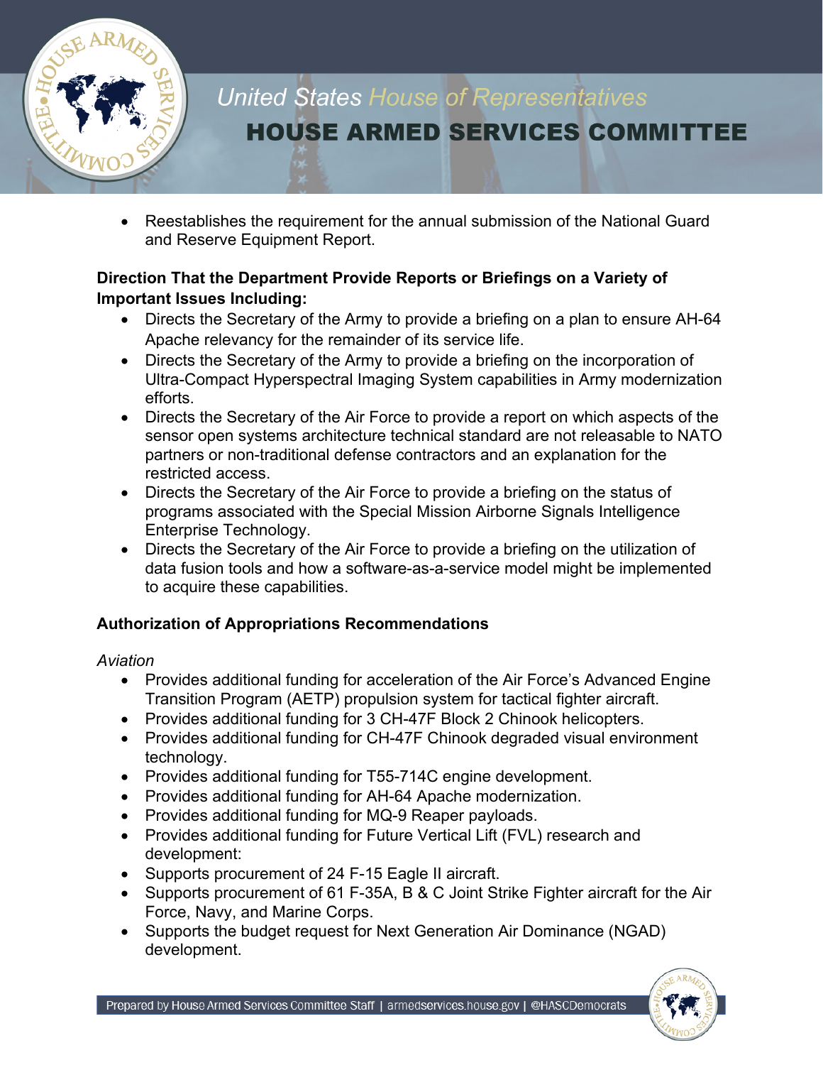- Reestablishes the requirement for the annual submission of the National Guard and Reserve Equipment Report.

**Direction That the Department Provide Reports or Briefings on a Variety of Important Issues Including:**

- Directs the Secretary of the Army to provide a briefing on a plan to ensure AH-64 Apache relevancy for the remainder of its service life.
- Directs the Secretary of the Army to provide a briefing on the incorporation of Ultra-Compact Hyperspectral Imaging System capabilities in Army modernization efforts.
- Directs the Secretary of the Air Force to provide a report on which aspects of the sensor open systems architecture technical standard are not releasable to NATO partners or non-traditional defense contractors and an explanation for the restricted access.
- Directs the Secretary of the Air Force to provide a briefing on the status of programs associated with the Special Mission Airborne Signals Intelligence Enterprise Technology.
- Directs the Secretary of the Air Force to provide a briefing on the utilization of data fusion tools and how a software-as-a-service model might be implemented to acquire these capabilities.

**Authorization of Appropriations Recommendations**

*Aviation*

- Provides additional funding for acceleration of the Air Force's Advanced Engine Transition Program (AETP) propulsion system for tactical fighter aircraft.
- Provides additional funding for 3 CH-47F Block 2 Chinook helicopters.
- Provides additional funding for CH-47F Chinook degraded visual environment technology.
- Provides additional funding for T55-714C engine development.
- Provides additional funding for AH-64 Apache modernization.
- Provides additional funding for MQ-9 Reaper payloads.
- Provides additional funding for Future Vertical Lift (FVL) research and development:
- Supports procurement of 24 F-15 Eagle II aircraft.
- Supports procurement of 61 F-35A, B & C Joint Strike Fighter aircraft for the Air Force, Navy, and Marine Corps.
- Supports the budget request for Next Generation Air Dominance (NGAD) development.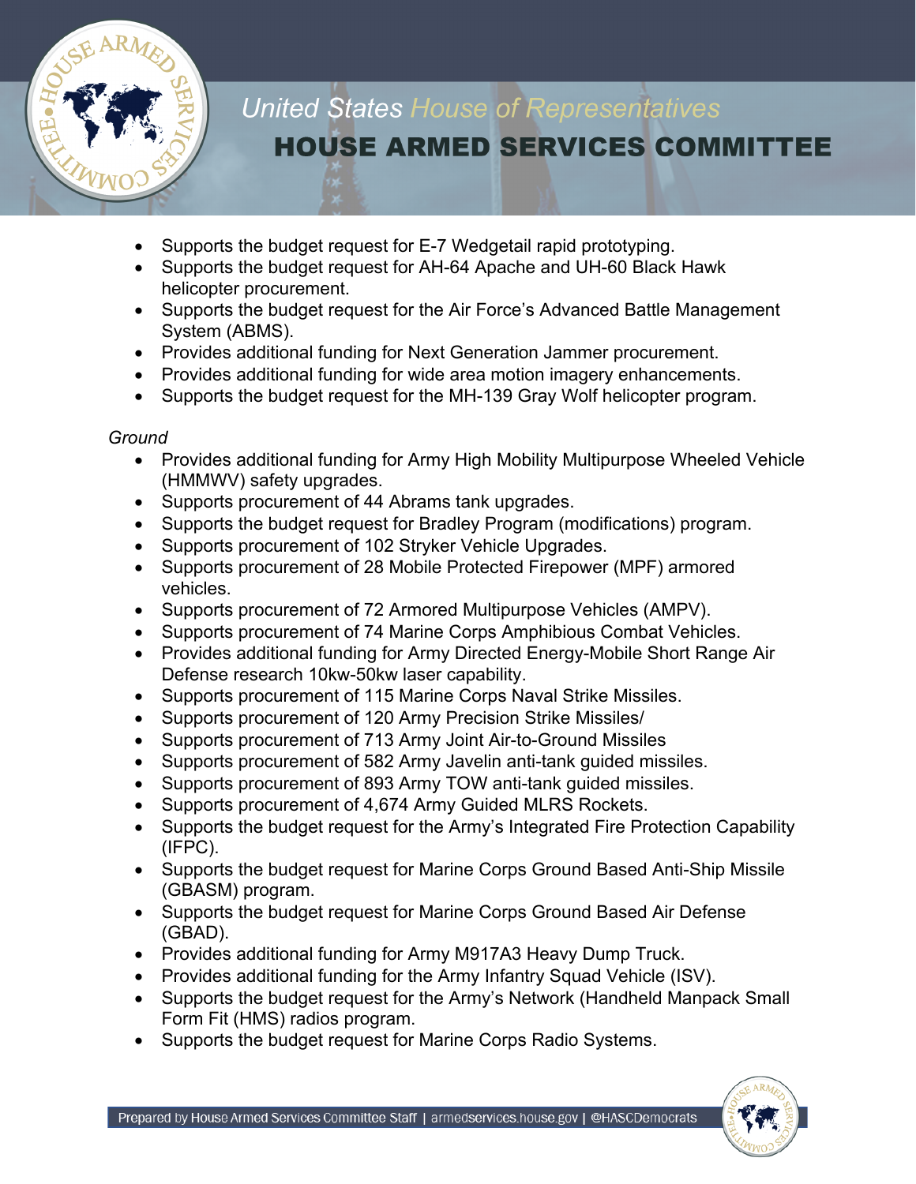- Supports the budget request for E-7 Wedgetail rapid prototyping.
- Supports the budget request for AH-64 Apache and UH-60 Black Hawk helicopter procurement.
- Supports the budget request for the Air Force's Advanced Battle Management System (ABMS).
- Provides additional funding for Next Generation Jammer procurement.
- Provides additional funding for wide area motion imagery enhancements.
- Supports the budget request for the MH-139 Gray Wolf helicopter program.

*Ground*

- Provides additional funding for Army High Mobility Multipurpose Wheeled Vehicle (HMMWV) safety upgrades.
- Supports procurement of 44 Abrams tank upgrades.
- Supports the budget request for Bradley Program (modifications) program.
- Supports procurement of 102 Stryker Vehicle Upgrades.
- Supports procurement of 28 Mobile Protected Firepower (MPF) armored vehicles.
- Supports procurement of 72 Armored Multipurpose Vehicles (AMPV).
- Supports procurement of 74 Marine Corps Amphibious Combat Vehicles.
- Provides additional funding for Army Directed Energy-Mobile Short Range Air Defense research 10kw-50kw laser capability.
- Supports procurement of 115 Marine Corps Naval Strike Missiles.
- Supports procurement of 120 Army Precision Strike Missiles/
- Supports procurement of 713 Army Joint Air-to-Ground Missiles
- Supports procurement of 582 Army Javelin anti-tank guided missiles.
- Supports procurement of 893 Army TOW anti-tank guided missiles.
- Supports procurement of 4,674 Army Guided MLRS Rockets.
- Supports the budget request for the Army's Integrated Fire Protection Capability (IFPC).
- Supports the budget request for Marine Corps Ground Based Anti-Ship Missile (GBASM) program.
- Supports the budget request for Marine Corps Ground Based Air Defense (GBAD).
- Provides additional funding for Army M917A3 Heavy Dump Truck.
- Provides additional funding for the Army Infantry Squad Vehicle (ISV).
- Supports the budget request for the Army's Network (Handheld Manpack Small Form Fit (HMS) radios program.
- Supports the budget request for Marine Corps Radio Systems.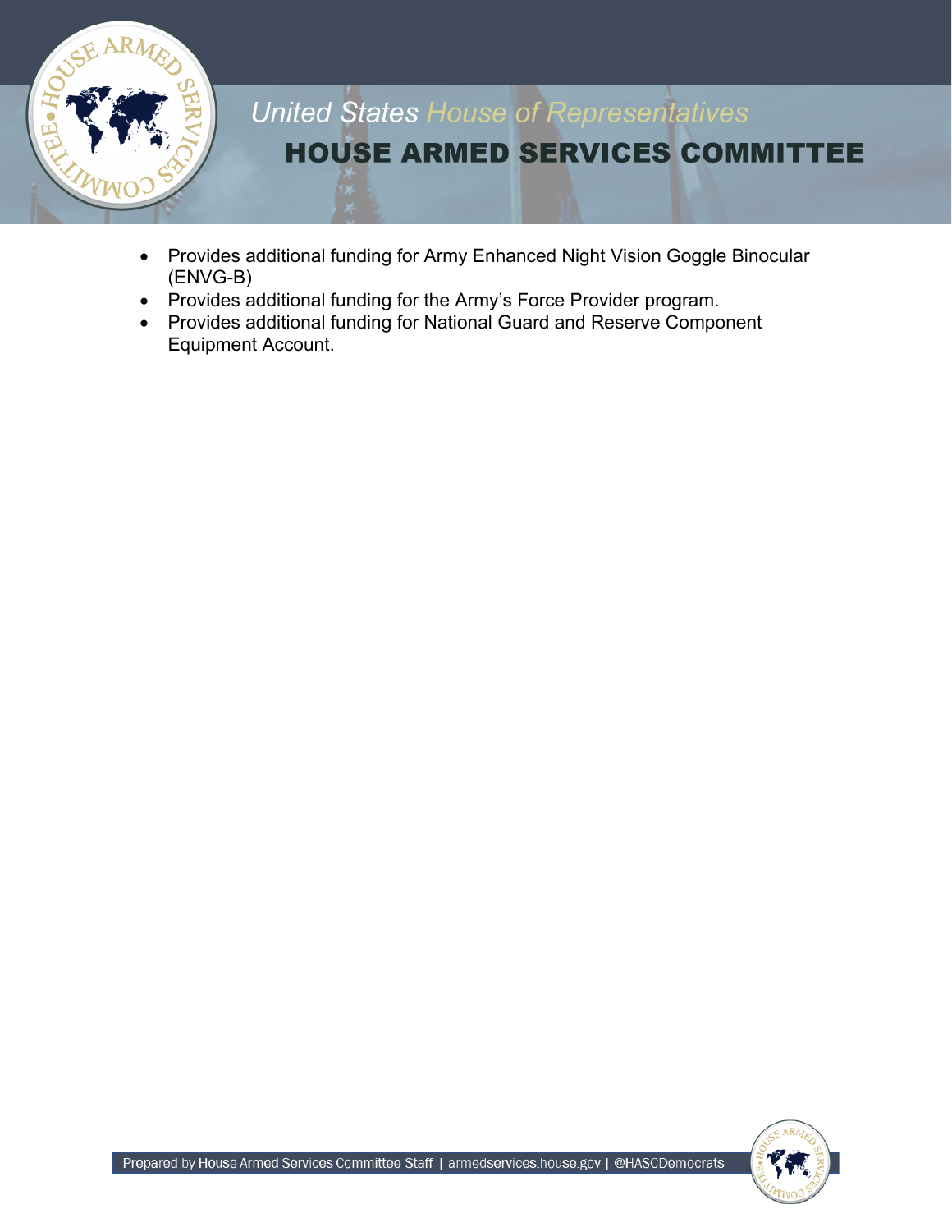- Provides additional funding for Army Enhanced Night Vision Goggle Binocular (ENVG-B)
- Provides additional funding for the Army's Force Provider program.
- Provides additional funding for National Guard and Reserve Component Equipment Account.